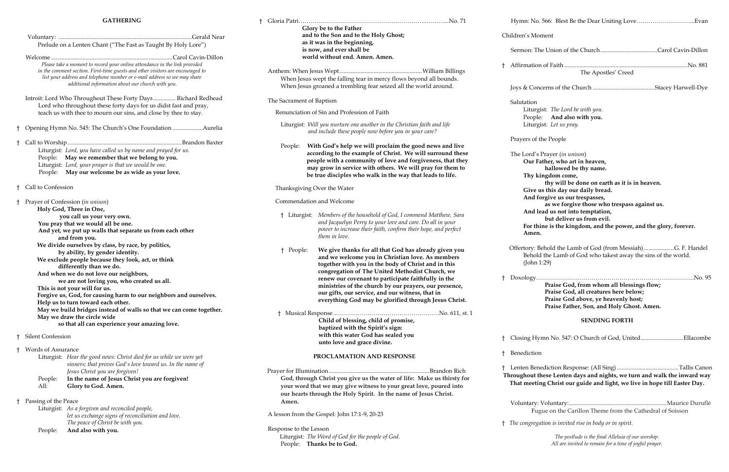## GATHERING

Voluntary: ........................................................................................Gerald Near
Prelude on a Lenten Chant ("The Fast as Taught By Holy Lore")

Welcome ................................................................................Carol Cavin-Dillon

*Please take a moment to record your online attendance in the link provided in the comment section. First-time guests and other visitors are encouraged to list your address and telephone number or e-mail address so we may share additional information about our church with you.*

Introit: Lord Who Throughout These Forty Days ............... Richard Redhead
Lord who throughout these forty days for us didst fast and pray,
teach us with thee to mourn our sins, and close by thee to stay.

† Opening Hymn No. 545: The Church's One Foundation ....................Aurelia

† Call to Worship..........................................................................Brandon Baxter
Liturgist: *Lord, you have called us by name and prayed for us.*
People: **May we remember that we belong to you.**
Liturgist: *Lord, your prayer is that we would be one.*
People: **May our welcome be as wide as your love.**

† Call to Confession

† Prayer of Confession (*in unison*)
**Holy God, Three in One,**
**you call us your very own.**
**You pray that we would all be one.**
**And yet, we put up walls that separate us from each other**
**and from you.**
**We divide ourselves by class, by race, by politics,**
**by ability, by gender identity.**
**We exclude people because they look, act, or think**
**differently than we do.**
**And when we do not love our neighbors,**
**we are not loving you, who created us all.**
**This is not your will for us.**
**Forgive us, God, for causing harm to our neighbors and ourselves.**
**Help us to turn toward each other.**
**May we build bridges instead of walls so that we can come together.**
**May we draw the circle wide**
**so that all can experience your amazing love.**

† Silent Confession

† Words of Assurance
Liturgist: *Hear the good news: Christ died for us while we were yet sinners; that proves God's love toward us. In the name of Jesus Christ you are forgiven!*
People: **In the name of Jesus Christ you are forgiven!**
All: **Glory to God. Amen.**

† Passing of the Peace
Liturgist: *As a forgiven and reconciled people, let us exchange signs of reconciliation and love. The peace of Christ be with you.*
People: **And also with you.**

† Gloria Patri...............................................................................No. 71
**Glory be to the Father**
**and to the Son and to the Holy Ghost;**
**as it was in the beginning,**
**is now, and ever shall be**
**world without end. Amen. Amen.**

Anthem: When Jesus Wept....................................................... William Billings
When Jesus wept the falling tear in mercy flows beyond all bounds.
When Jesus groaned a trembling fear seized all the world around.

The Sacrament of Baptism

Renunciation of Sin and Profession of Faith

Liturgist: *Will you nurture one another in the Christian faith and life and include these people now before you in your care?*

People: **With God's help we will proclaim the good news and live according to the example of Christ. We will surround these people with a community of love and forgiveness, that they may grow in service with others. We will pray for them to be true disciples who walk in the way that leads to life.**

Thanksgiving Over the Water

Commendation and Welcome

† Liturgist: *Members of the household of God, I commend Matthew, Sara and Jacquelyn Perry to your love and care. Do all in your power to increase their faith, confirm their hope, and perfect them in love.*

† People: **We give thanks for all that God has already given you and we welcome you in Christian love. As members together with you in the body of Christ and in this congregation of The United Methodist Church, we renew our covenant to participate faithfully in the ministries of the church by our prayers, our presence, our gifts, our service, and our witness, that in everything God may be glorified through Jesus Christ.**

† Musical Response..................................................No. 611, st. 1
**Child of blessing, child of promise,**
**baptized with the Spirit's sign:**
**with this water God has sealed you**
**unto love and grace divine.**

## PROCLAMATION AND RESPONSE

Prayer for Illumination...................................................................Brandon Rich
**God, through Christ you give us the water of life: Make us thirsty for your word that we may give witness to your great love, poured into our hearts through the Holy Spirit. In the name of Jesus Christ. Amen.**

A lesson from the Gospel: John 17:1-9, 20-23

Response to the Lesson
Liturgist: *The Word of God for the people of God.*
People: **Thanks be to God.**

Hymn: No. 566: Blest Be the Dear Uniting Love..............................Evan

Children's Moment

Sermon: The Union of the Church......................................Carol Cavin-Dillon

† Affirmation of Faith ..................................................................................No. 881
The Apostles' Creed

Joys & Concerns of the Church ..........................................Stacey Harwell-Dye

Salutation
Liturgist: *The Lord be with you.*
People: **And also with you.**
Liturgist: *Let us pray.*

Prayers of the People

The Lord's Prayer (*in unison*)
**Our Father, who art in heaven,**
**hallowed be thy name.**
**Thy kingdom come,**
**thy will be done on earth as it is in heaven.**
**Give us this day our daily bread.**
**And forgive us our trespasses,**
**as we forgive those who trespass against us.**
**And lead us not into temptation,**
**but deliver us from evil.**
**For thine is the kingdom, and the power, and the glory, forever. Amen.**

Offertory: Behold the Lamb of God (from Messiah) ....................G. F. Handel
Behold the Lamb of God who takest away the sins of the world.
(John 1:29)

† Doxology.............................................................................................No. 95
**Praise God, from whom all blessings flow;**
**Praise God, all creatures here below;**
**Praise God above, ye heavenly host;**
**Praise Father, Son, and Holy Ghost. Amen.**

## SENDING FORTH

† Closing Hymn No. 547: O Church of God, United............................Ellacombe

† Benediction

† Lenten Benediction Response: (All Sing) ..........................................Tallis Canon
**Throughout these Lenten days and nights, we turn and walk the inward way That meeting Christ our guide and light, we live in hope till Easter Day.**

Voluntary: Voluntary:..................................................................Maurice Duruflé
Fugue on the Carillon Theme from the Cathedral of Soisson

† *The congregation is invited rise in body or in spirit.*

*The postlude is the final Alleluia of our worship.*
*All are invited to remain for a time of joyful prayer.*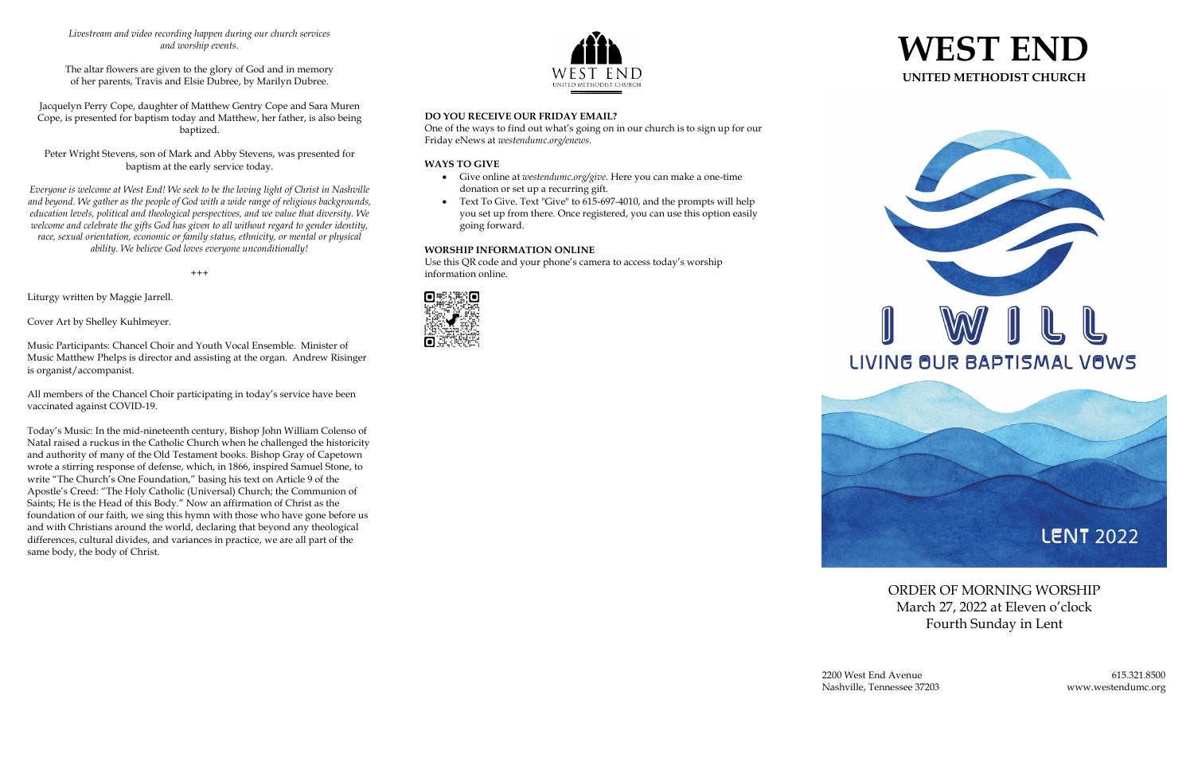*Livestream and video recording happen during our church services and worship events.*

The altar flowers are given to the glory of God and in memory of her parents, Travis and Elsie Dubree, by Marilyn Dubree.

Jacquelyn Perry Cope, daughter of Matthew Gentry Cope and Sara Muren Cope, is presented for baptism today and Matthew, her father, is also being baptized.

Peter Wright Stevens, son of Mark and Abby Stevens, was presented for baptism at the early service today.

*Everyone is welcome at West End! We seek to be the loving light of Christ in Nashville and beyond. We gather as the people of God with a wide range of religious backgrounds, education levels, political and theological perspectives, and we value that diversity. We welcome and celebrate the gifts God has given to all without regard to gender identity, race, sexual orientation, economic or family status, ethnicity, or mental or physical ability. We believe God loves everyone unconditionally!*

+++

Liturgy written by Maggie Jarrell.

Cover Art by Shelley Kuhlmeyer.

Music Participants: Chancel Choir and Youth Vocal Ensemble. Minister of Music Matthew Phelps is director and assisting at the organ. Andrew Risinger is organist/accompanist.

All members of the Chancel Choir participating in today's service have been vaccinated against COVID-19.

Today's Music: In the mid-nineteenth century, Bishop John William Colenso of Natal raised a ruckus in the Catholic Church when he challenged the historicity and authority of many of the Old Testament books. Bishop Gray of Capetown wrote a stirring response of defense, which, in 1866, inspired Samuel Stone, to write "The Church's One Foundation," basing his text on Article 9 of the Apostle's Creed: "The Holy Catholic (Universal) Church; the Communion of Saints; He is the Head of this Body." Now an affirmation of Christ as the foundation of our faith, we sing this hymn with those who have gone before us and with Christians around the world, declaring that beyond any theological differences, cultural divides, and variances in practice, we are all part of the same body, the body of Christ.

WEST END
UNITED METHODIST CHURCH

**DO YOU RECEIVE OUR FRIDAY EMAIL?**
One of the ways to find out what's going on in our church is to sign up for our Friday eNews at *westendumc.org/enews.*

**WAYS TO GIVE**

- Give online at *westendumc.org/give.* Here you can make a one-time donation or set up a recurring gift.
- Text To Give. Text "Give" to 615-697-4010, and the prompts will help you set up from there. Once registered, you can use this option easily going forward.

**WORSHIP INFORMATION ONLINE**
Use this QR code and your phone's camera to access today's worship information online.

# WEST END

**UNITED METHODIST CHURCH**

I WILL

LIVING OUR BAPTISMAL VOWS

LENT 2022

ORDER OF MORNING WORSHIP
March 27, 2022 at Eleven o'clock
Fourth Sunday in Lent

2200 West End Avenue
Nashville, Tennessee 37203

615.321.8500
www.westendumc.org